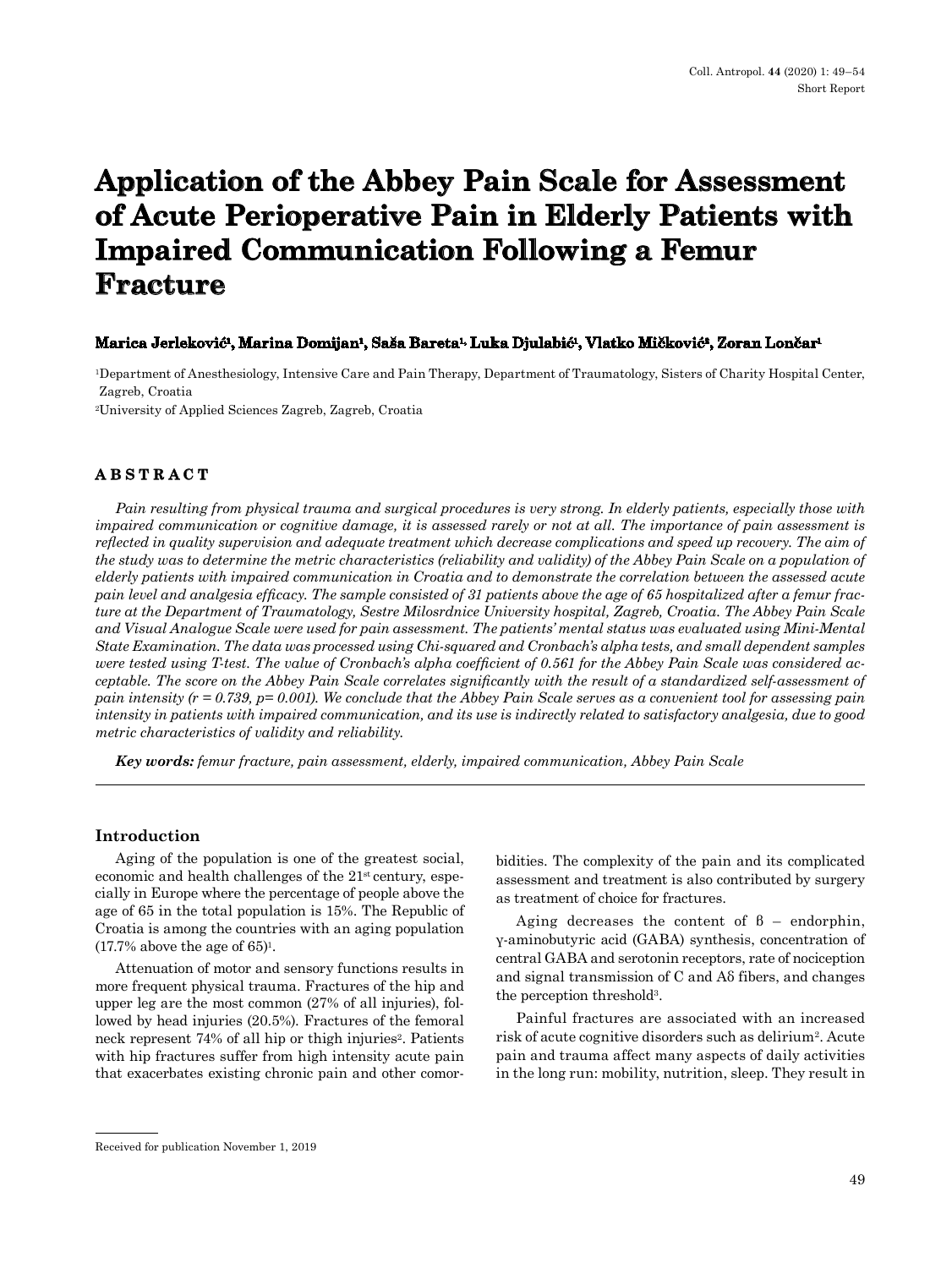Short Report

# Application of the Abbey Pain Scale for Assessment of Acute Perioperative Pain in Elderly Patients with Impaired Communication Following a Femur Fracture

**Marica Jerleković[1], Marina Domijan[1], Saša Bareta[1], Luka Djulabić[1], Vlatko Mičković[2], Zoran Lončar[1]**

[1]Department of Anesthesiology, Intensive Care and Pain Therapy, Department of Traumatology, Sisters of Charity Hospital Center, Zagreb, Croatia

[2]University of Applied Sciences Zagreb, Zagreb, Croatia

## ABSTRACT

*Pain resulting from physical trauma and surgical procedures is very strong. In elderly patients, especially those with impaired communication or cognitive damage, it is assessed rarely or not at all. The importance of pain assessment is reflected in quality supervision and adequate treatment which decrease complications and speed up recovery. The aim of the study was to determine the metric characteristics (reliability and validity) of the Abbey Pain Scale on a population of elderly patients with impaired communication in Croatia and to demonstrate the correlation between the assessed acute pain level and analgesia efficacy. The sample consisted of 31 patients above the age of 65 hospitalized after a femur fracture at the Department of Traumatology, Sestre Milosrdnice University hospital, Zagreb, Croatia. The Abbey Pain Scale and Visual Analogue Scale were used for pain assessment. The patients' mental status was evaluated using Mini-Mental State Examination. The data was processed using Chi-squared and Cronbach's alpha tests, and small dependent samples were tested using T-test. The value of Cronbach's alpha coefficient of 0.561 for the Abbey Pain Scale was considered acceptable. The score on the Abbey Pain Scale correlates significantly with the result of a standardized self-assessment of pain intensity ($r = 0.739$, $p= 0.001$). We conclude that the Abbey Pain Scale serves as a convenient tool for assessing pain intensity in patients with impaired communication, and its use is indirectly related to satisfactory analgesia, due to good metric characteristics of validity and reliability.*

***Key words:*** *femur fracture, pain assessment, elderly, impaired communication, Abbey Pain Scale*

## Introduction

Aging of the population is one of the greatest social, economic and health challenges of the 21st century, especially in Europe where the percentage of people above the age of 65 in the total population is 15%. The Republic of Croatia is among the countries with an aging population (17.7% above the age of 65)[1].

Attenuation of motor and sensory functions results in more frequent physical trauma. Fractures of the hip and upper leg are the most common (27% of all injuries), followed by head injuries (20.5%). Fractures of the femoral neck represent 74% of all hip or thigh injuries[2]. Patients with hip fractures suffer from high intensity acute pain that exacerbates existing chronic pain and other comorbidities. The complexity of the pain and its complicated assessment and treatment is also contributed by surgery as treatment of choice for fractures.

Aging decreases the content of β – endorphin, γ-aminobutyric acid (GABA) synthesis, concentration of central GABA and serotonin receptors, rate of nociception and signal transmission of C and Aδ fibers, and changes the perception threshold[3].

Painful fractures are associated with an increased risk of acute cognitive disorders such as delirium[2]. Acute pain and trauma affect many aspects of daily activities in the long run: mobility, nutrition, sleep. They result in

Received for publication November 1, 2019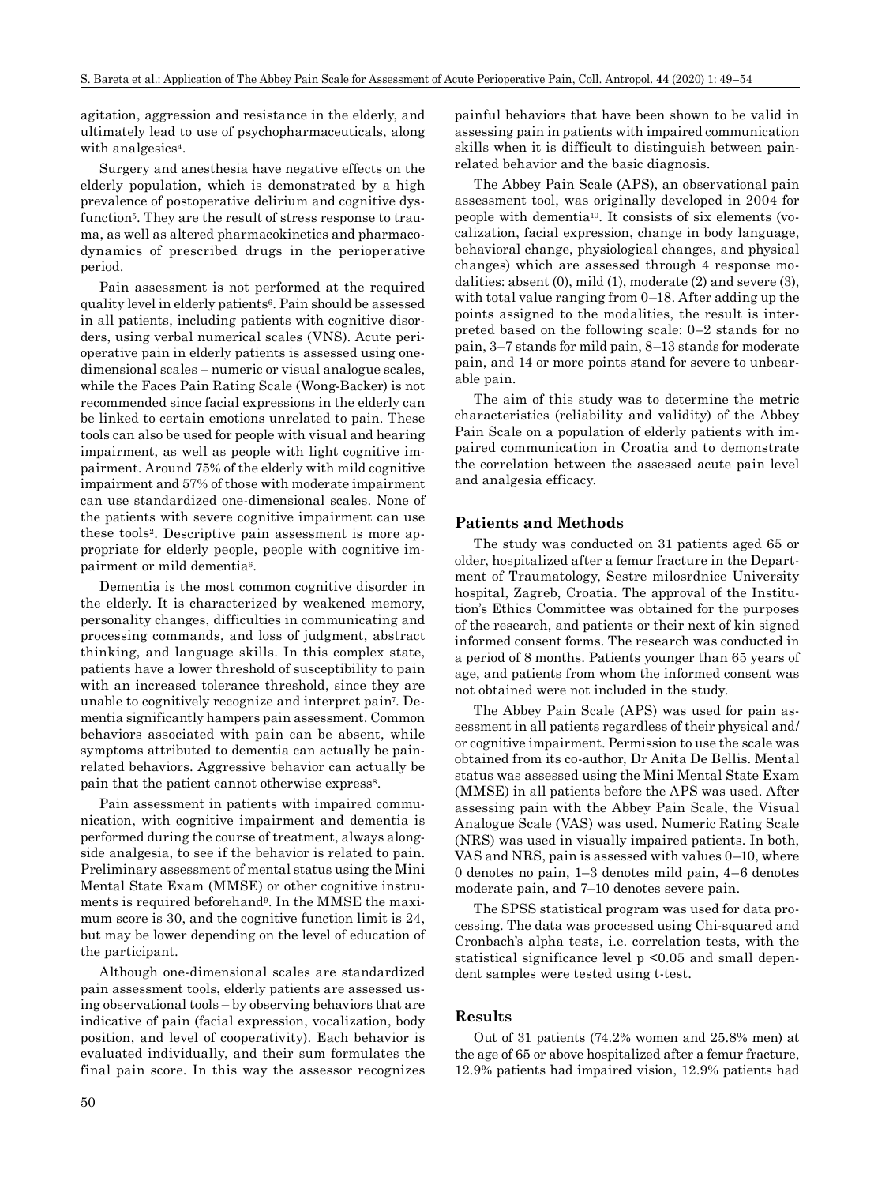agitation, aggression and resistance in the elderly, and ultimately lead to use of psychopharmaceuticals, along with analgesics[4].

Surgery and anesthesia have negative effects on the elderly population, which is demonstrated by a high prevalence of postoperative delirium and cognitive dysfunction[5]. They are the result of stress response to trauma, as well as altered pharmacokinetics and pharmacodynamics of prescribed drugs in the perioperative period.

Pain assessment is not performed at the required quality level in elderly patients[6]. Pain should be assessed in all patients, including patients with cognitive disorders, using verbal numerical scales (VNS). Acute perioperative pain in elderly patients is assessed using one-dimensional scales – numeric or visual analogue scales, while the Faces Pain Rating Scale (Wong-Backer) is not recommended since facial expressions in the elderly can be linked to certain emotions unrelated to pain. These tools can also be used for people with visual and hearing impairment, as well as people with light cognitive impairment. Around 75% of the elderly with mild cognitive impairment and 57% of those with moderate impairment can use standardized one-dimensional scales. None of the patients with severe cognitive impairment can use these tools[2]. Descriptive pain assessment is more appropriate for elderly people, people with cognitive impairment or mild dementia[6].

Dementia is the most common cognitive disorder in the elderly. It is characterized by weakened memory, personality changes, difficulties in communicating and processing commands, and loss of judgment, abstract thinking, and language skills. In this complex state, patients have a lower threshold of susceptibility to pain with an increased tolerance threshold, since they are unable to cognitively recognize and interpret pain[7]. Dementia significantly hampers pain assessment. Common behaviors associated with pain can be absent, while symptoms attributed to dementia can actually be pain-related behaviors. Aggressive behavior can actually be pain that the patient cannot otherwise express[8].

Pain assessment in patients with impaired communication, with cognitive impairment and dementia is performed during the course of treatment, always alongside analgesia, to see if the behavior is related to pain. Preliminary assessment of mental status using the Mini Mental State Exam (MMSE) or other cognitive instruments is required beforehand[9]. In the MMSE the maximum score is 30, and the cognitive function limit is 24, but may be lower depending on the level of education of the participant.

Although one-dimensional scales are standardized pain assessment tools, elderly patients are assessed using observational tools – by observing behaviors that are indicative of pain (facial expression, vocalization, body position, and level of cooperativity). Each behavior is evaluated individually, and their sum formulates the final pain score. In this way the assessor recognizes painful behaviors that have been shown to be valid in assessing pain in patients with impaired communication skills when it is difficult to distinguish between pain-related behavior and the basic diagnosis.

The Abbey Pain Scale (APS), an observational pain assessment tool, was originally developed in 2004 for people with dementia[10]. It consists of six elements (vocalization, facial expression, change in body language, behavioral change, physiological changes, and physical changes) which are assessed through 4 response modalities: absent (0), mild (1), moderate (2) and severe (3), with total value ranging from 0–18. After adding up the points assigned to the modalities, the result is interpreted based on the following scale: 0–2 stands for no pain, 3–7 stands for mild pain, 8–13 stands for moderate pain, and 14 or more points stand for severe to unbearable pain.

The aim of this study was to determine the metric characteristics (reliability and validity) of the Abbey Pain Scale on a population of elderly patients with impaired communication in Croatia and to demonstrate the correlation between the assessed acute pain level and analgesia efficacy.

## Patients and Methods

The study was conducted on 31 patients aged 65 or older, hospitalized after a femur fracture in the Department of Traumatology, Sestre milosrdnice University hospital, Zagreb, Croatia. The approval of the Institution's Ethics Committee was obtained for the purposes of the research, and patients or their next of kin signed informed consent forms. The research was conducted in a period of 8 months. Patients younger than 65 years of age, and patients from whom the informed consent was not obtained were not included in the study.

The Abbey Pain Scale (APS) was used for pain assessment in all patients regardless of their physical and/or cognitive impairment. Permission to use the scale was obtained from its co-author, Dr Anita De Bellis. Mental status was assessed using the Mini Mental State Exam (MMSE) in all patients before the APS was used. After assessing pain with the Abbey Pain Scale, the Visual Analogue Scale (VAS) was used. Numeric Rating Scale (NRS) was used in visually impaired patients. In both, VAS and NRS, pain is assessed with values 0–10, where 0 denotes no pain, 1–3 denotes mild pain, 4–6 denotes moderate pain, and 7–10 denotes severe pain.

The SPSS statistical program was used for data processing. The data was processed using Chi-squared and Cronbach's alpha tests, i.e. correlation tests, with the statistical significance level $p < 0.05$ and small dependent samples were tested using t-test.

## Results

Out of 31 patients (74.2% women and 25.8% men) at the age of 65 or above hospitalized after a femur fracture, 12.9% patients had impaired vision, 12.9% patients had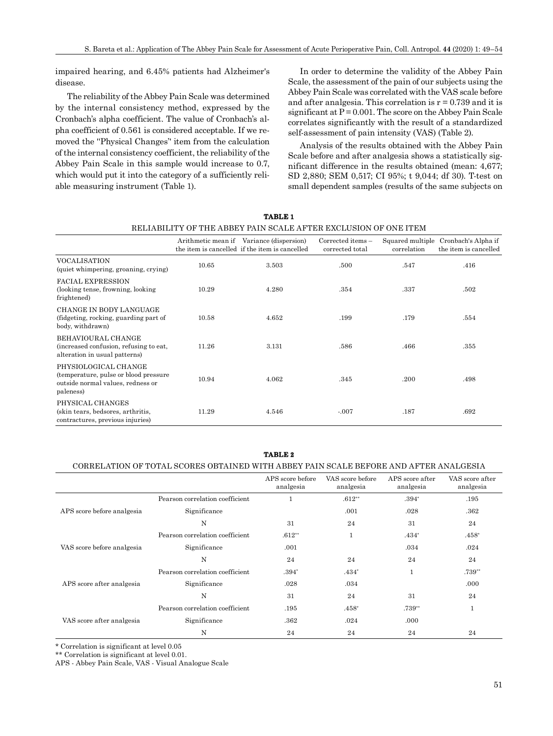impaired hearing, and 6.45% patients had Alzheimer's disease.

The reliability of the Abbey Pain Scale was determined by the internal consistency method, expressed by the Cronbach's alpha coefficient. The value of Cronbach's alpha coefficient of 0.561 is considered acceptable. If we removed the "Physical Changes" item from the calculation of the internal consistency coefficient, the reliability of the Abbey Pain Scale in this sample would increase to 0.7, which would put it into the category of a sufficiently reliable measuring instrument (Table 1).

In order to determine the validity of the Abbey Pain Scale, the assessment of the pain of our subjects using the Abbey Pain Scale was correlated with the VAS scale before and after analgesia. This correlation is r = 0.739 and it is significant at P = 0.001. The score on the Abbey Pain Scale correlates significantly with the result of a standardized self-assessment of pain intensity (VAS) (Table 2).

Analysis of the results obtained with the Abbey Pain Scale before and after analgesia shows a statistically significant difference in the results obtained (mean: 4,677; SD 2,880; SEM 0,517; CI 95%; t 9,044; df 30). T-test on small dependent samples (results of the same subjects on

**TABLE 1**

RELIABILITY OF THE ABBEY PAIN SCALE AFTER EXCLUSION OF ONE ITEM

| | Arithmetic mean if the item is cancelled | Variance (dispersion) if the item is cancelled | Corrected items – corrected total | Squared multiple correlation | Cronbach's Alpha if the item is cancelled |
|---|---|---|---|---|---|
| VOCALISATION (quiet whimpering, groaning, crying) | 10.65 | 3.503 | .500 | .547 | .416 |
| FACIAL EXPRESSION (looking tense, frowning, looking frightened) | 10.29 | 4.280 | .354 | .337 | .502 |
| CHANGE IN BODY LANGUAGE (fidgeting, rocking, guarding part of body, withdrawn) | 10.58 | 4.652 | .199 | .179 | .554 |
| BEHAVIOURAL CHANGE (increased confusion, refusing to eat, alteration in usual patterns) | 11.26 | 3.131 | .586 | .466 | .355 |
| PHYSIOLOGICAL CHANGE (temperature, pulse or blood pressure outside normal values, redness or paleness) | 10.94 | 4.062 | .345 | .200 | .498 |
| PHYSICAL CHANGES (skin tears, bedsores, arthritis, contractures, previous injuries) | 11.29 | 4.546 | -.007 | .187 | .692 |

**TABLE 2**

CORRELATION OF TOTAL SCORES OBTAINED WITH ABBEY PAIN SCALE BEFORE AND AFTER ANALGESIA

| | | APS score before analgesia | VAS score before analgesia | APS score after analgesia | VAS score after analgesia |
|---|---|---|---|---|---|
| APS score before analgesia | Pearson correlation coefficient | 1 | .612** | .394* | .195 |
| | Significance | | .001 | .028 | .362 |
| | N | 31 | 24 | 31 | 24 |
| VAS score before analgesia | Pearson correlation coefficient | .612** | 1 | .434* | .458* |
| | Significance | .001 | | .034 | .024 |
| | N | 24 | 24 | 24 | 24 |
| APS score after analgesia | Pearson correlation coefficient | .394* | .434* | 1 | .739** |
| | Significance | .028 | .034 | | .000 |
| | N | 31 | 24 | 31 | 24 |
| VAS score after analgesia | Pearson correlation coefficient | .195 | .458* | .739** | 1 |
| | Significance | .362 | .024 | .000 | |
| | N | 24 | 24 | 24 | 24 |

\* Correlation is significant at level 0.05

\*\* Correlation is significant at level 0.01.

APS - Abbey Pain Scale, VAS - Visual Analogue Scale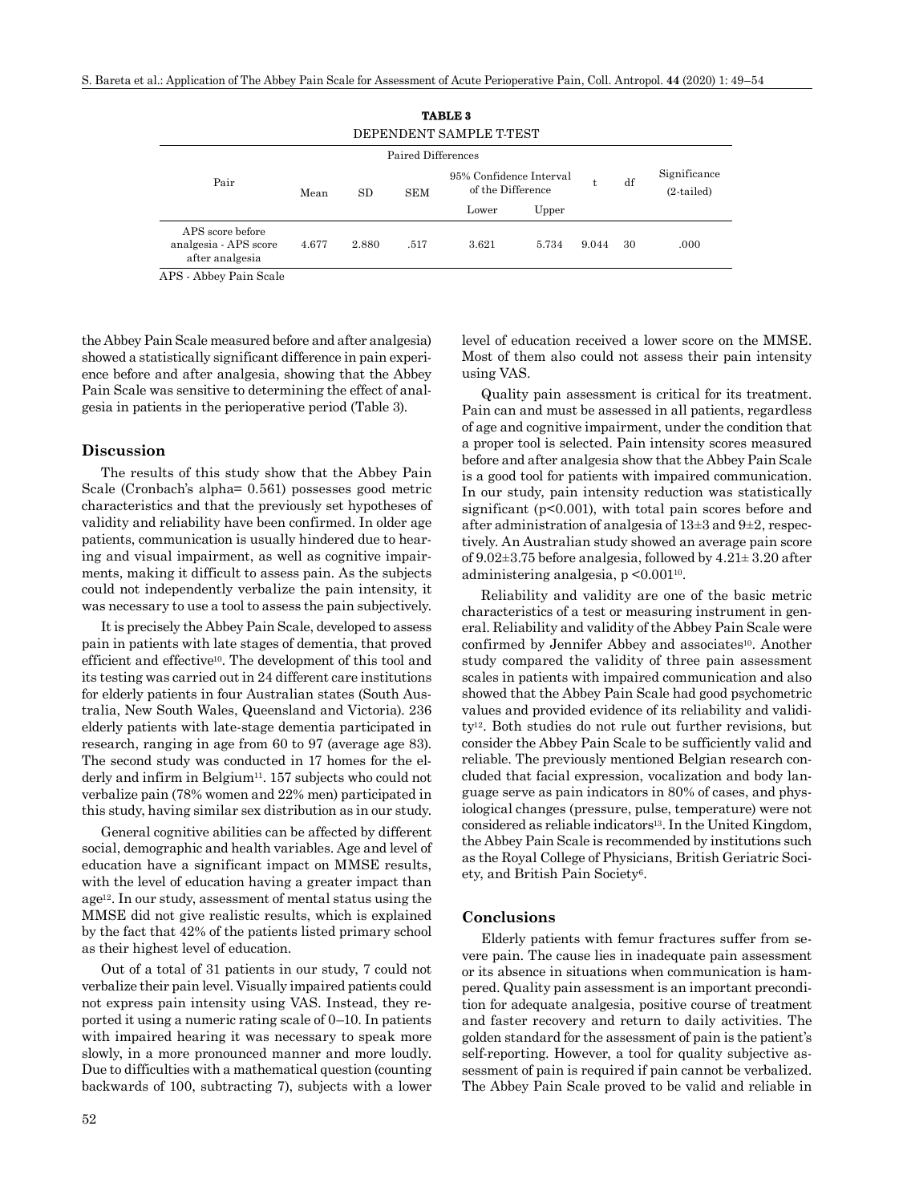**TABLE 3**
DEPENDENT SAMPLE T-TEST

| Pair | Paired Differences | | | | | t | df | Significance (2-tailed) |
|---|---|---|---|---|---|---|---|---|
| | Mean | SD | SEM | 95% Confidence Interval of the Difference | | | | |
| | | | | Lower | Upper | | | |
| APS score before analgesia - APS score after analgesia | 4.677 | 2.880 | .517 | 3.621 | 5.734 | 9.044 | 30 | .000 |

APS - Abbey Pain Scale

the Abbey Pain Scale measured before and after analgesia) showed a statistically significant difference in pain experience before and after analgesia, showing that the Abbey Pain Scale was sensitive to determining the effect of analgesia in patients in the perioperative period (Table 3).

## Discussion

The results of this study show that the Abbey Pain Scale (Cronbach's alpha= 0.561) possesses good metric characteristics and that the previously set hypotheses of validity and reliability have been confirmed. In older age patients, communication is usually hindered due to hearing and visual impairment, as well as cognitive impairments, making it difficult to assess pain. As the subjects could not independently verbalize the pain intensity, it was necessary to use a tool to assess the pain subjectively.

It is precisely the Abbey Pain Scale, developed to assess pain in patients with late stages of dementia, that proved efficient and effective[10]. The development of this tool and its testing was carried out in 24 different care institutions for elderly patients in four Australian states (South Australia, New South Wales, Queensland and Victoria). 236 elderly patients with late-stage dementia participated in research, ranging in age from 60 to 97 (average age 83). The second study was conducted in 17 homes for the elderly and infirm in Belgium[11]. 157 subjects who could not verbalize pain (78% women and 22% men) participated in this study, having similar sex distribution as in our study.

General cognitive abilities can be affected by different social, demographic and health variables. Age and level of education have a significant impact on MMSE results, with the level of education having a greater impact than age[12]. In our study, assessment of mental status using the MMSE did not give realistic results, which is explained by the fact that 42% of the patients listed primary school as their highest level of education.

Out of a total of 31 patients in our study, 7 could not verbalize their pain level. Visually impaired patients could not express pain intensity using VAS. Instead, they reported it using a numeric rating scale of 0–10. In patients with impaired hearing it was necessary to speak more slowly, in a more pronounced manner and more loudly. Due to difficulties with a mathematical question (counting backwards of 100, subtracting 7), subjects with a lower level of education received a lower score on the MMSE. Most of them also could not assess their pain intensity using VAS.

Quality pain assessment is critical for its treatment. Pain can and must be assessed in all patients, regardless of age and cognitive impairment, under the condition that a proper tool is selected. Pain intensity scores measured before and after analgesia show that the Abbey Pain Scale is a good tool for patients with impaired communication. In our study, pain intensity reduction was statistically significant ($p<0.001$), with total pain scores before and after administration of analgesia of $13\pm3$ and $9\pm2$, respectively. An Australian study showed an average pain score of $9.02\pm3.75$ before analgesia, followed by $4.21\pm 3.20$ after administering analgesia, $p <0.001$[10].

Reliability and validity are one of the basic metric characteristics of a test or measuring instrument in general. Reliability and validity of the Abbey Pain Scale were confirmed by Jennifer Abbey and associates[10]. Another study compared the validity of three pain assessment scales in patients with impaired communication and also showed that the Abbey Pain Scale had good psychometric values and provided evidence of its reliability and validity[12]. Both studies do not rule out further revisions, but consider the Abbey Pain Scale to be sufficiently valid and reliable. The previously mentioned Belgian research concluded that facial expression, vocalization and body language serve as pain indicators in 80% of cases, and physiological changes (pressure, pulse, temperature) were not considered as reliable indicators[13]. In the United Kingdom, the Abbey Pain Scale is recommended by institutions such as the Royal College of Physicians, British Geriatric Society, and British Pain Society[6].

## Conclusions

Elderly patients with femur fractures suffer from severe pain. The cause lies in inadequate pain assessment or its absence in situations when communication is hampered. Quality pain assessment is an important precondition for adequate analgesia, positive course of treatment and faster recovery and return to daily activities. The golden standard for the assessment of pain is the patient's self-reporting. However, a tool for quality subjective assessment of pain is required if pain cannot be verbalized. The Abbey Pain Scale proved to be valid and reliable in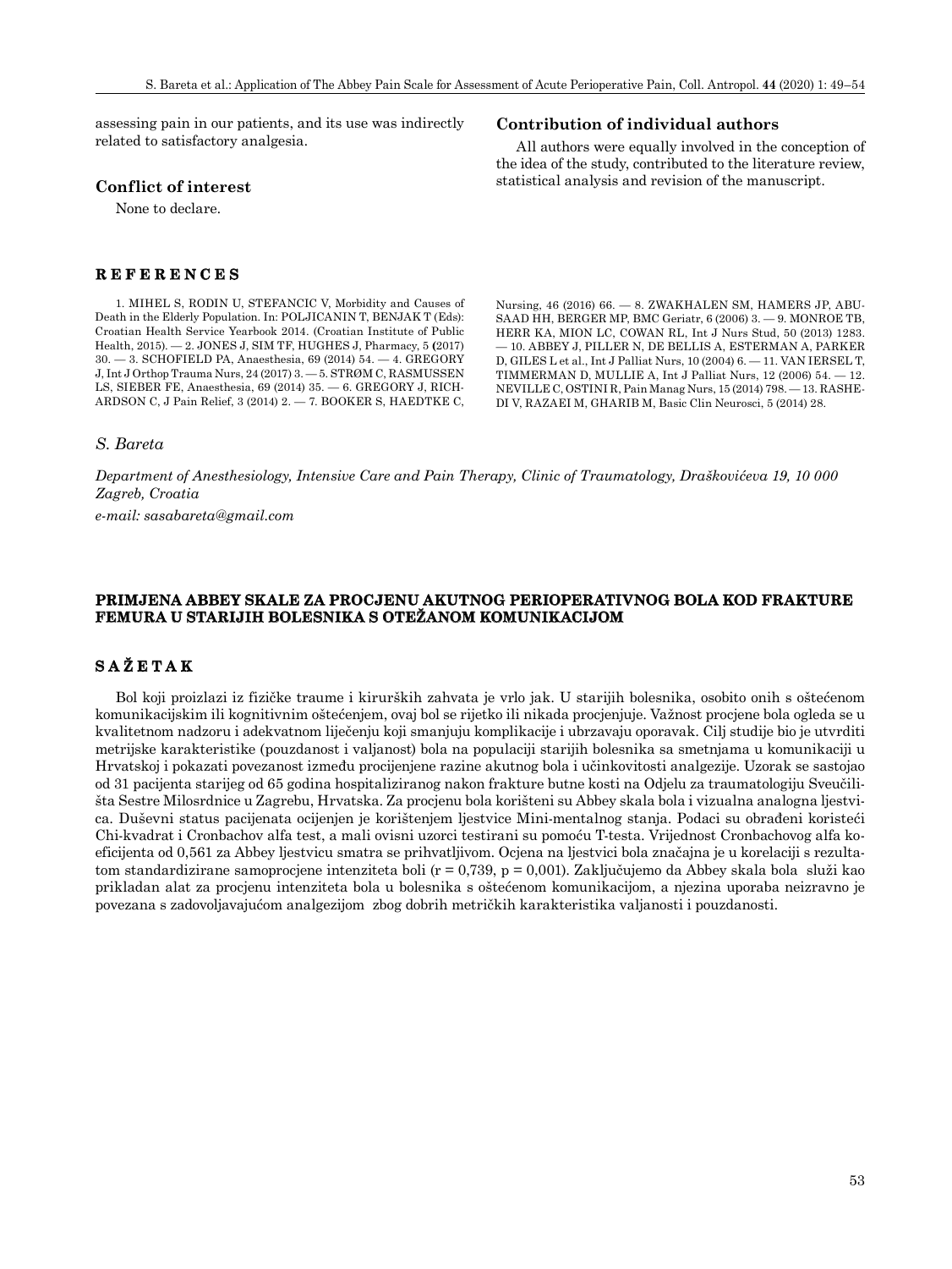assessing pain in our patients, and its use was indirectly related to satisfactory analgesia.

## Conflict of interest

None to declare.

## Contribution of individual authors

All authors were equally involved in the conception of the idea of the study, contributed to the literature review, statistical analysis and revision of the manuscript.

## REFERENCES

1. MIHEL S, RODIN U, STEFANCIC V, Morbidity and Causes of Death in the Elderly Population. In: POLJICANIN T, BENJAK T (Eds): Croatian Health Service Yearbook 2014. (Croatian Institute of Public Health, 2015). — 2. JONES J, SIM TF, HUGHES J, Pharmacy, 5 **(**2017) 30. — 3. SCHOFIELD PA, Anaesthesia, 69 (2014) 54. — 4. GREGORY J, Int J Orthop Trauma Nurs, 24 (2017) 3. — 5. STRØM C, RASMUSSEN LS, SIEBER FE, Anaesthesia, 69 (2014) 35. — 6. GREGORY J, RICHARDSON C, J Pain Relief, 3 (2014) 2. — 7. BOOKER S, HAEDTKE C, Nursing, 46 (2016) 66. — 8. ZWAKHALEN SM, HAMERS JP, ABU-SAAD HH, BERGER MP, BMC Geriatr, 6 (2006) 3. — 9. MONROE TB, HERR KA, MION LC, COWAN RL, Int J Nurs Stud, 50 (2013) 1283. — 10. ABBEY J, PILLER N, DE BELLIS A, ESTERMAN A, PARKER D, GILES L et al., Int J Palliat Nurs, 10 (2004) 6. — 11. VAN IERSEL T, TIMMERMAN D, MULLIE A, Int J Palliat Nurs, 12 (2006) 54. — 12. NEVILLE C, OSTINI R, Pain Manag Nurs, 15 (2014) 798. — 13. RASHEDI V, RAZAEI M, GHARIB M, Basic Clin Neurosci, 5 (2014) 28.

*S. Bareta*

*Department of Anesthesiology, Intensive Care and Pain Therapy, Clinic of Traumatology, Draškovićeva 19, 10 000 Zagreb, Croatia*

*e-mail: sasabareta@gmail.com*

## PRIMJENA ABBEY SKALE ZA PROCJENU AKUTNOG PERIOPERATIVNOG BOLA KOD FRAKTURE FEMURA U STARIJIH BOLESNIKA S OTEŽANOM KOMUNIKACIJOM

## SAŽETAK

Bol koji proizlazi iz fizičke traume i kirurških zahvata je vrlo jak. U starijih bolesnika, osobito onih s oštećenom komunikacijskim ili kognitivnim oštećenjem, ovaj bol se rijetko ili nikada procjenjuje. Važnost procjene bola ogleda se u kvalitetnom nadzoru i adekvatnom liječenju koji smanjuju komplikacije i ubrzavaju oporavak. Cilj studije bio je utvrditi metrijske karakteristike (pouzdanost i valjanost) bola na populaciji starijih bolesnika sa smetnjama u komunikaciji u Hrvatskoj i pokazati povezanost između procijenjene razine akutnog bola i učinkovitosti analgezije. Uzorak se sastojao od 31 pacijenta starijeg od 65 godina hospitaliziranog nakon frakture butne kosti na Odjelu za traumatologiju Sveučilišta Sestre Milosrdnice u Zagrebu, Hrvatska. Za procjenu bola korišteni su Abbey skala bola i vizualna analogna ljestvica. Duševni status pacijenata ocijenjen je korištenjem ljestvice Mini-mentalnog stanja. Podaci su obrađeni koristeći Chi-kvadrat i Cronbachov alfa test, a mali ovisni uzorci testirani su pomoću T-testa. Vrijednost Cronbachovog alfa koeficijenta od 0,561 za Abbey ljestvicu smatra se prihvatljivom. Ocjena na ljestvici bola značajna je u korelaciji s rezultatom standardizirane samoprocjene intenziteta boli ($r = 0{,}739$, $p = 0{,}001$). Zaključujemo da Abbey skala bola služi kao prikladan alat za procjenu intenziteta bola u bolesnika s oštećenom komunikacijom, a njezina uporaba neizravno je povezana s zadovoljavajućom analgezijom zbog dobrih metričkih karakteristika valjanosti i pouzdanosti.